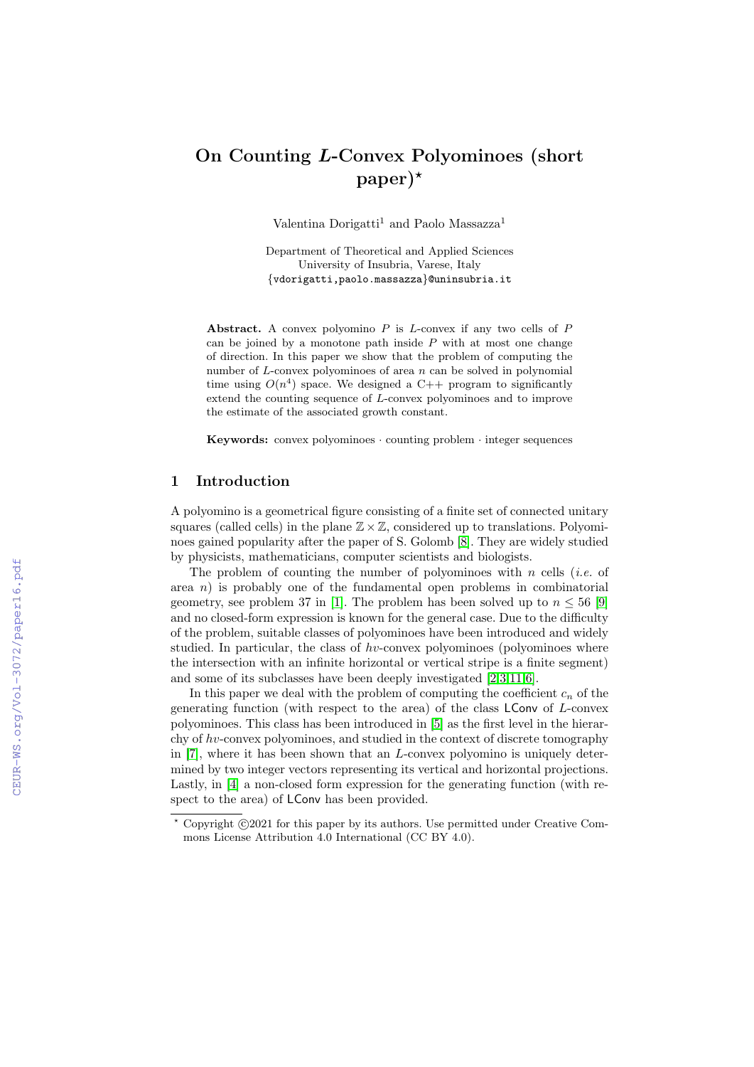# On Counting $L$-Convex Polyominoes (short paper)*

Valentina Dorigatti[1] and Paolo Massazza[1]

Department of Theoretical and Applied Sciences
University of Insubria, Varese, Italy
{vdorigatti,paolo.massazza}@uninsubria.it

**Abstract.** A convex polyomino $P$ is $L$-convex if any two cells of $P$ can be joined by a monotone path inside $P$ with at most one change of direction. In this paper we show that the problem of computing the number of $L$-convex polyominoes of area $n$ can be solved in polynomial time using $O(n^4)$ space. We designed a C++ program to significantly extend the counting sequence of $L$-convex polyominoes and to improve the estimate of the associated growth constant.

**Keywords:** convex polyominoes · counting problem · integer sequences

## 1 Introduction

A polyomino is a geometrical figure consisting of a finite set of connected unitary squares (called cells) in the plane $\mathbb{Z} \times \mathbb{Z}$, considered up to translations. Polyominoes gained popularity after the paper of S. Golomb [8]. They are widely studied by physicists, mathematicians, computer scientists and biologists.

The problem of counting the number of polyominoes with $n$ cells (*i.e.* of area $n$) is probably one of the fundamental open problems in combinatorial geometry, see problem 37 in [1]. The problem has been solved up to $n \leq 56$ [9] and no closed-form expression is known for the general case. Due to the difficulty of the problem, suitable classes of polyominoes have been introduced and widely studied. In particular, the class of $hv$-convex polyominoes (polyominoes where the intersection with an infinite horizontal or vertical stripe is a finite segment) and some of its subclasses have been deeply investigated [2,3,11,6].

In this paper we deal with the problem of computing the coefficient $c_n$ of the generating function (with respect to the area) of the class LConv of $L$-convex polyominoes. This class has been introduced in [5] as the first level in the hierarchy of $hv$-convex polyominoes, and studied in the context of discrete tomography in [7], where it has been shown that an $L$-convex polyomino is uniquely determined by two integer vectors representing its vertical and horizontal projections. Lastly, in [4] a non-closed form expression for the generating function (with respect to the area) of LConv has been provided.

* Copyright ©2021 for this paper by its authors. Use permitted under Creative Commons License Attribution 4.0 International (CC BY 4.0).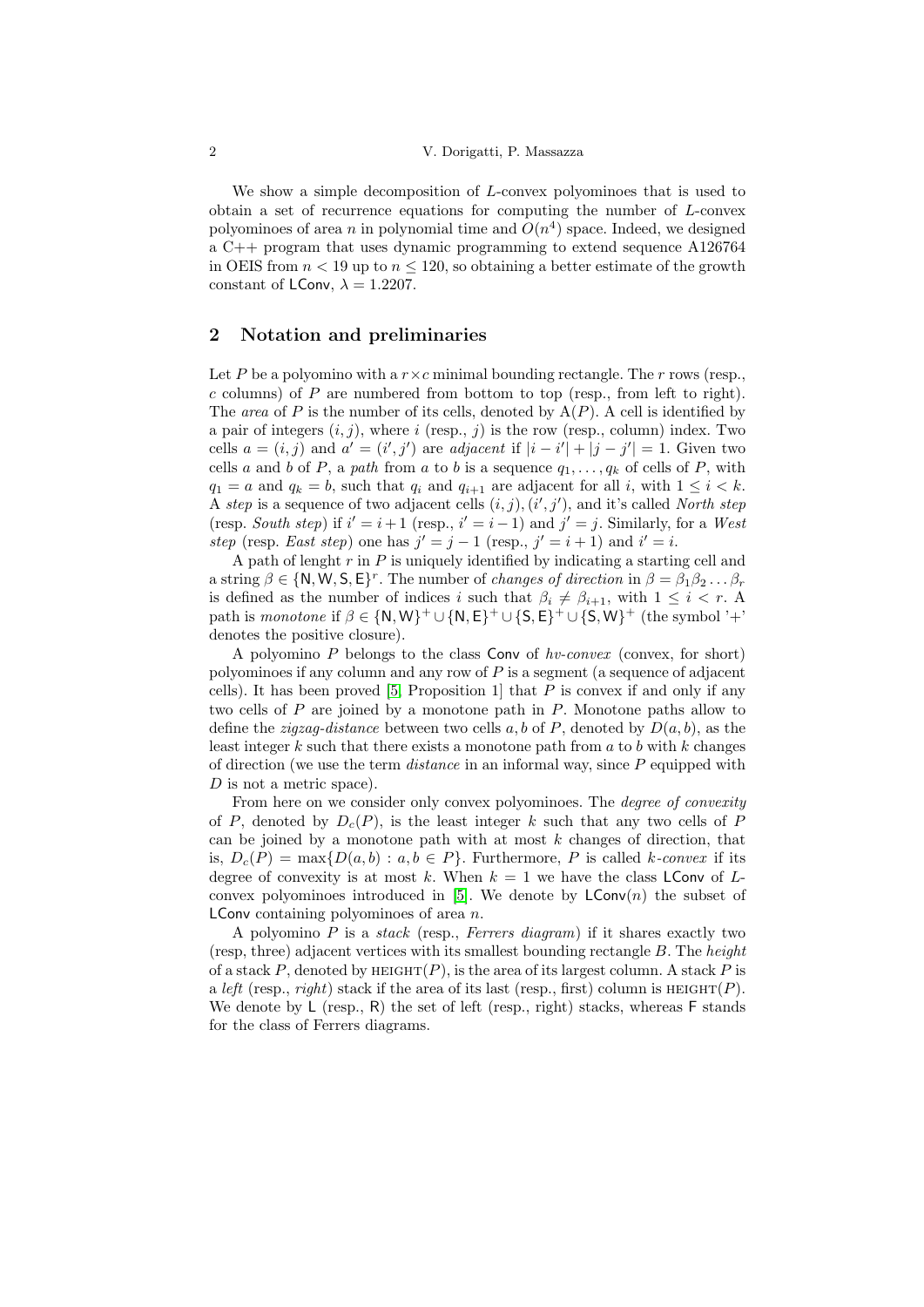We show a simple decomposition of $L$-convex polyominoes that is used to obtain a set of recurrence equations for computing the number of $L$-convex polyominoes of area $n$ in polynomial time and $O(n^4)$ space. Indeed, we designed a C++ program that uses dynamic programming to extend sequence A126764 in OEIS from $n < 19$ up to $n \leq 120$, so obtaining a better estimate of the growth constant of $\mathsf{LConv}$, $\lambda = 1.2207$.

## 2 Notation and preliminaries

Let $P$ be a polyomino with a $r \times c$ minimal bounding rectangle. The $r$ rows (resp., $c$ columns) of $P$ are numbered from bottom to top (resp., from left to right). The *area* of $P$ is the number of its cells, denoted by $\mathrm{A}(P)$. A cell is identified by a pair of integers $(i, j)$, where $i$ (resp., $j$) is the row (resp., column) index. Two cells $a = (i, j)$ and $a' = (i', j')$ are *adjacent* if $|i - i'| + |j - j'| = 1$. Given two cells $a$ and $b$ of $P$, a *path* from $a$ to $b$ is a sequence $q_1, \ldots, q_k$ of cells of $P$, with $q_1 = a$ and $q_k = b$, such that $q_i$ and $q_{i+1}$ are adjacent for all $i$, with $1 \leq i < k$. A *step* is a sequence of two adjacent cells $(i, j), (i', j')$, and it's called *North step* (resp. *South step*) if $i' = i + 1$ (resp., $i' = i - 1$) and $j' = j$. Similarly, for a *West step* (resp. *East step*) one has $j' = j - 1$ (resp., $j' = i + 1$) and $i' = i$.

A path of lenght $r$ in $P$ is uniquely identified by indicating a starting cell and a string $\beta \in \{\mathsf{N}, \mathsf{W}, \mathsf{S}, \mathsf{E}\}^r$. The number of *changes of direction* in $\beta = \beta_1 \beta_2 \ldots \beta_r$ is defined as the number of indices $i$ such that $\beta_i \neq \beta_{i+1}$, with $1 \leq i < r$. A path is *monotone* if $\beta \in \{\mathsf{N}, \mathsf{W}\}^+ \cup \{\mathsf{N}, \mathsf{E}\}^+ \cup \{\mathsf{S}, \mathsf{E}\}^+ \cup \{\mathsf{S}, \mathsf{W}\}^+$ (the symbol '+' denotes the positive closure).

A polyomino $P$ belongs to the class $\mathsf{Conv}$ of *hv-convex* (convex, for short) polyominoes if any column and any row of $P$ is a segment (a sequence of adjacent cells). It has been proved [5, Proposition 1] that $P$ is convex if and only if any two cells of $P$ are joined by a monotone path in $P$. Monotone paths allow to define the *zigzag-distance* between two cells $a, b$ of $P$, denoted by $D(a, b)$, as the least integer $k$ such that there exists a monotone path from $a$ to $b$ with $k$ changes of direction (we use the term *distance* in an informal way, since $P$ equipped with $D$ is not a metric space).

From here on we consider only convex polyominoes. The *degree of convexity* of $P$, denoted by $D_c(P)$, is the least integer $k$ such that any two cells of $P$ can be joined by a monotone path with at most $k$ changes of direction, that is, $D_c(P) = \max\{D(a, b) : a, b \in P\}$. Furthermore, $P$ is called *k-convex* if its degree of convexity is at most $k$. When $k = 1$ we have the class $\mathsf{LConv}$ of $L$-convex polyominoes introduced in [5]. We denote by $\mathsf{LConv}(n)$ the subset of $\mathsf{LConv}$ containing polyominoes of area $n$.

A polyomino $P$ is a *stack* (resp., *Ferrers diagram*) if it shares exactly two (resp, three) adjacent vertices with its smallest bounding rectangle $B$. The *height* of a stack $P$, denoted by $\text{HEIGHT}(P)$, is the area of its largest column. A stack $P$ is a *left* (resp., *right*) stack if the area of its last (resp., first) column is $\text{HEIGHT}(P)$. We denote by $\mathsf{L}$ (resp., $\mathsf{R}$) the set of left (resp., right) stacks, whereas $\mathsf{F}$ stands for the class of Ferrers diagrams.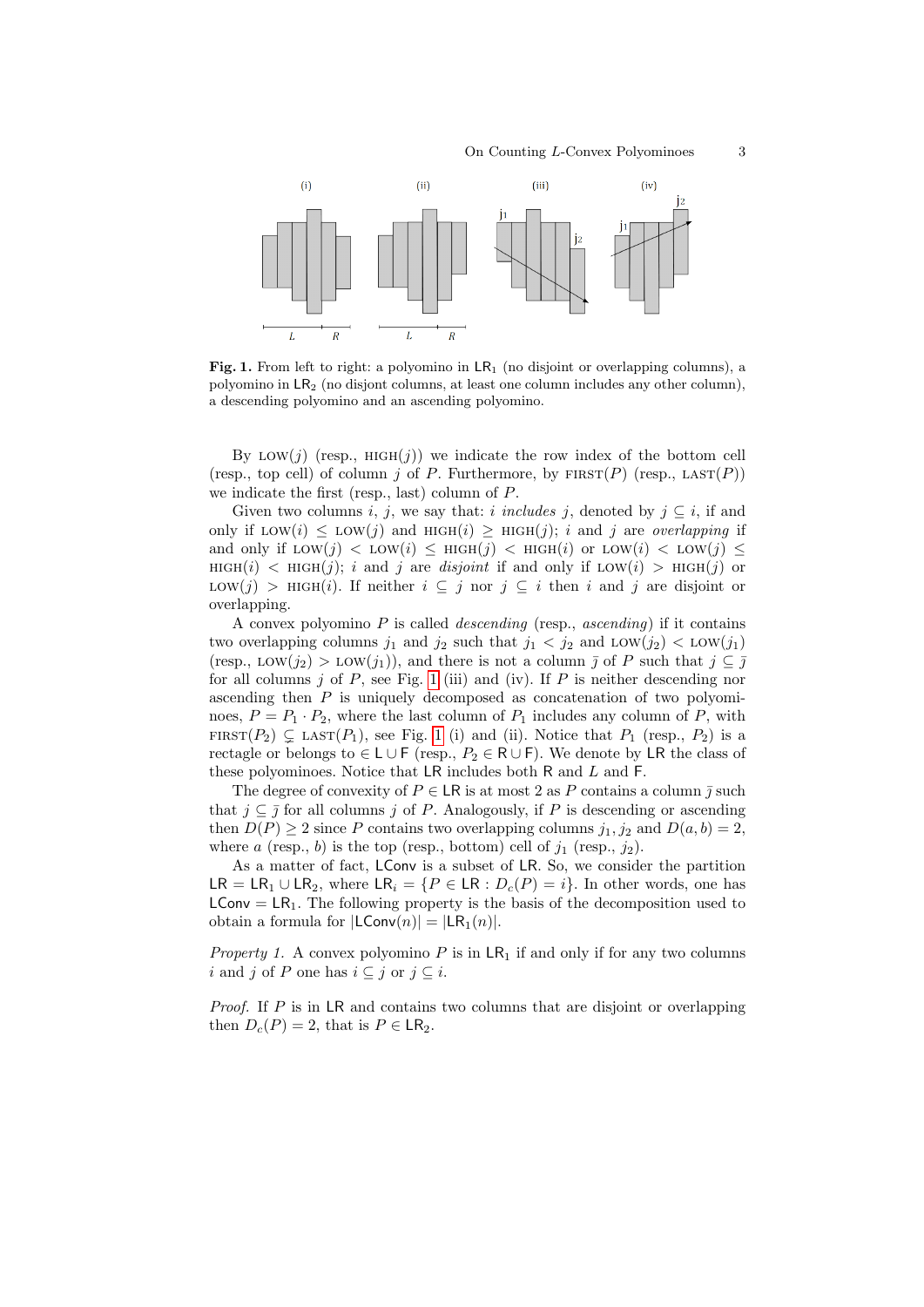**Fig. 1.** From left to right: a polyomino in $\mathsf{LR}_1$ (no disjoint or overlapping columns), a polyomino in $\mathsf{LR}_2$ (no disjont columns, at least one column includes any other column), a descending polyomino and an ascending polyomino.

By $\text{LOW}(j)$ (resp., $\text{HIGH}(j)$) we indicate the row index of the bottom cell (resp., top cell) of column $j$ of $P$. Furthermore, by $\text{FIRST}(P)$ (resp., $\text{LAST}(P)$) we indicate the first (resp., last) column of $P$.

Given two columns $i$, $j$, we say that: $i$ *includes* $j$, denoted by $j \subseteq i$, if and only if $\text{LOW}(i) \leq \text{LOW}(j)$ and $\text{HIGH}(i) \geq \text{HIGH}(j)$; $i$ and $j$ are *overlapping* if and only if $\text{LOW}(j) < \text{LOW}(i) \leq \text{HIGH}(j) < \text{HIGH}(i)$ or $\text{LOW}(i) < \text{LOW}(j) \leq \text{HIGH}(i) < \text{HIGH}(j)$; $i$ and $j$ are *disjoint* if and only if $\text{LOW}(i) > \text{HIGH}(j)$ or $\text{LOW}(j) > \text{HIGH}(i)$. If neither $i \subseteq j$ nor $j \subseteq i$ then $i$ and $j$ are disjoint or overlapping.

A convex polyomino $P$ is called *descending* (resp., *ascending*) if it contains two overlapping columns $j_1$ and $j_2$ such that $j_1 < j_2$ and $\text{LOW}(j_2) < \text{LOW}(j_1)$ (resp., $\text{LOW}(j_2) > \text{LOW}(j_1)$), and there is not a column $\bar{\jmath}$ of $P$ such that $j \subseteq \bar{\jmath}$ for all columns $j$ of $P$, see Fig. 1 (iii) and (iv). If $P$ is neither descending nor ascending then $P$ is uniquely decomposed as concatenation of two polyominoes, $P = P_1 \cdot P_2$, where the last column of $P_1$ includes any column of $P$, with $\text{FIRST}(P_2) \subsetneq \text{LAST}(P_1)$, see Fig. 1 (i) and (ii). Notice that $P_1$ (resp., $P_2$) is a rectagle or belongs to $\in \mathsf{L} \cup \mathsf{F}$ (resp., $P_2 \in \mathsf{R} \cup \mathsf{F}$). We denote by $\mathsf{LR}$ the class of these polyominoes. Notice that $\mathsf{LR}$ includes both $\mathsf{R}$ and $L$ and $\mathsf{F}$.

The degree of convexity of $P \in \mathsf{LR}$ is at most 2 as $P$ contains a column $\bar{\jmath}$ such that $j \subseteq \bar{\jmath}$ for all columns $j$ of $P$. Analogously, if $P$ is descending or ascending then $D(P) \geq 2$ since $P$ contains two overlapping columns $j_1, j_2$ and $D(a, b) = 2$, where $a$ (resp., $b$) is the top (resp., bottom) cell of $j_1$ (resp., $j_2$).

As a matter of fact, $\mathsf{LConv}$ is a subset of $\mathsf{LR}$. So, we consider the partition $\mathsf{LR} = \mathsf{LR}_1 \cup \mathsf{LR}_2$, where $\mathsf{LR}_i = \{P \in \mathsf{LR} : D_c(P) = i\}$. In other words, one has $\mathsf{LConv} = \mathsf{LR}_1$. The following property is the basis of the decomposition used to obtain a formula for $|\mathsf{LConv}(n)| = |\mathsf{LR}_1(n)|$.

*Property 1.* A convex polyomino $P$ is in $\mathsf{LR}_1$ if and only if for any two columns $i$ and $j$ of $P$ one has $i \subseteq j$ or $j \subseteq i$.

*Proof.* If $P$ is in $\mathsf{LR}$ and contains two columns that are disjoint or overlapping then $D_c(P) = 2$, that is $P \in \mathsf{LR}_2$.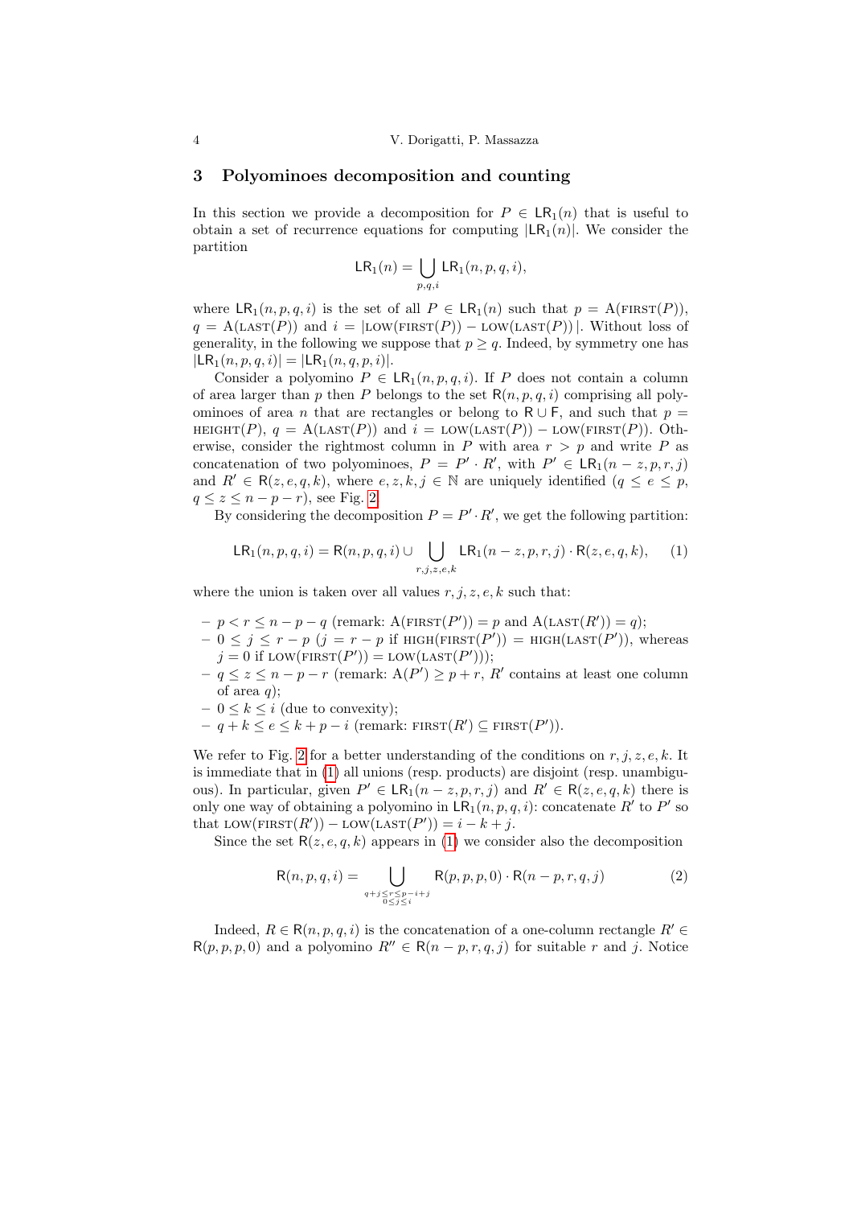## 3 Polyominoes decomposition and counting

In this section we provide a decomposition for $P \in \mathsf{LR}_1(n)$ that is useful to obtain a set of recurrence equations for computing $|\mathsf{LR}_1(n)|$. We consider the partition

$$\mathsf{LR}_1(n) = \bigcup_{p,q,i} \mathsf{LR}_1(n,p,q,i),$$

where $\mathsf{LR}_1(n,p,q,i)$ is the set of all $P \in \mathsf{LR}_1(n)$ such that $p = \mathrm{A}(\textsc{first}(P))$, $q = \mathrm{A}(\textsc{last}(P))$ and $i = |\textsc{low}(\textsc{first}(P)) - \textsc{low}(\textsc{last}(P))|$. Without loss of generality, in the following we suppose that $p \geq q$. Indeed, by symmetry one has $|\mathsf{LR}_1(n,p,q,i)| = |\mathsf{LR}_1(n,q,p,i)|$.

Consider a polyomino $P \in \mathsf{LR}_1(n,p,q,i)$. If $P$ does not contain a column of area larger than $p$ then $P$ belongs to the set $\mathsf{R}(n,p,q,i)$ comprising all polyominoes of area $n$ that are rectangles or belong to $\mathsf{R} \cup \mathsf{F}$, and such that $p = \textsc{height}(P)$, $q = \mathrm{A}(\textsc{last}(P))$ and $i = \textsc{low}(\textsc{last}(P)) - \textsc{low}(\textsc{first}(P))$. Otherwise, consider the rightmost column in $P$ with area $r > p$ and write $P$ as concatenation of two polyominoes, $P = P' \cdot R'$, with $P' \in \mathsf{LR}_1(n-z,p,r,j)$ and $R' \in \mathsf{R}(z,e,q,k)$, where $e,z,k,j \in \mathbb{N}$ are uniquely identified ($q \leq e \leq p$, $q \leq z \leq n-p-r$), see Fig. 2.

By considering the decomposition $P = P' \cdot R'$, we get the following partition:

$$\mathsf{LR}_1(n,p,q,i) = \mathsf{R}(n,p,q,i) \cup \bigcup_{r,j,z,e,k} \mathsf{LR}_1(n-z,p,r,j) \cdot \mathsf{R}(z,e,q,k), \qquad (1)$$

where the union is taken over all values $r,j,z,e,k$ such that:

- $p < r \leq n-p-q$ (remark: $\mathrm{A}(\textsc{first}(P')) = p$ and $\mathrm{A}(\textsc{last}(R')) = q$);
- $0 \leq j \leq r-p$ ($j = r-p$ if $\textsc{high}(\textsc{first}(P')) = \textsc{high}(\textsc{last}(P'))$, whereas $j = 0$ if $\textsc{low}(\textsc{first}(P')) = \textsc{low}(\textsc{last}(P'))$);
- $q \leq z \leq n-p-r$ (remark: $\mathrm{A}(P') \geq p+r$, $R'$ contains at least one column of area $q$);
- $0 \leq k \leq i$ (due to convexity);
- $q+k \leq e \leq k+p-i$ (remark: $\textsc{first}(R') \subseteq \textsc{first}(P')$).

We refer to Fig. 2 for a better understanding of the conditions on $r,j,z,e,k$. It is immediate that in (1) all unions (resp. products) are disjoint (resp. unambiguous). In particular, given $P' \in \mathsf{LR}_1(n-z,p,r,j)$ and $R' \in \mathsf{R}(z,e,q,k)$ there is only one way of obtaining a polyomino in $\mathsf{LR}_1(n,p,q,i)$: concatenate $R'$ to $P'$ so that $\textsc{low}(\textsc{first}(R')) - \textsc{low}(\textsc{last}(P')) = i-k+j$.

Since the set $\mathsf{R}(z,e,q,k)$ appears in (1) we consider also the decomposition

$$\mathsf{R}(n,p,q,i) = \bigcup_{\substack{q+j \leq r \leq p-i+j \\ 0 \leq j \leq i}} \mathsf{R}(p,p,p,0) \cdot \mathsf{R}(n-p,r,q,j) \qquad (2)$$

Indeed, $R \in \mathsf{R}(n,p,q,i)$ is the concatenation of a one-column rectangle $R' \in \mathsf{R}(p,p,p,0)$ and a polyomino $R'' \in \mathsf{R}(n-p,r,q,j)$ for suitable $r$ and $j$. Notice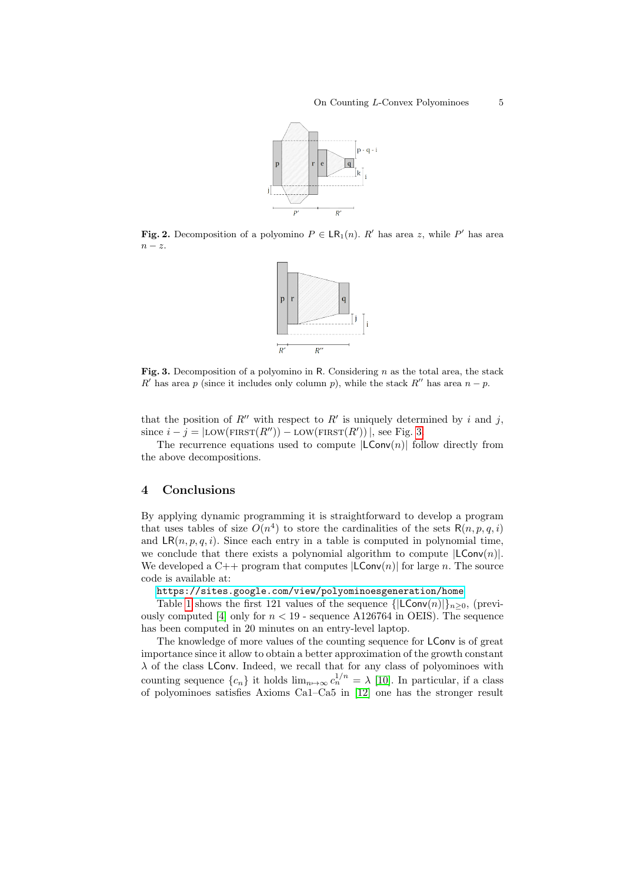**Fig. 2.** Decomposition of a polyomino $P \in \mathsf{LR}_1(n)$. $R'$ has area $z$, while $P'$ has area $n - z$.

**Fig. 3.** Decomposition of a polyomino in $\mathsf{R}$. Considering $n$ as the total area, the stack $R'$ has area $p$ (since it includes only column $p$), while the stack $R''$ has area $n - p$.

that the position of $R''$ with respect to $R'$ is uniquely determined by $i$ and $j$, since $i - j = |\textsc{low}(\textsc{first}(R'')) - \textsc{low}(\textsc{first}(R'))|$, see Fig. 3.

The recurrence equations used to compute $|\mathsf{LConv}(n)|$ follow directly from the above decompositions.

## 4 Conclusions

By applying dynamic programming it is straightforward to develop a program that uses tables of size $O(n^4)$ to store the cardinalities of the sets $\mathsf{R}(n, p, q, i)$ and $\mathsf{LR}(n, p, q, i)$. Since each entry in a table is computed in polynomial time, we conclude that there exists a polynomial algorithm to compute $|\mathsf{LConv}(n)|$. We developed a C++ program that computes $|\mathsf{LConv}(n)|$ for large $n$. The source code is available at:

https://sites.google.com/view/polyominoesgeneration/home

Table 1 shows the first 121 values of the sequence $\{|\mathsf{LConv}(n)|\}_{n\geq 0}$, (previously computed [4] only for $n < 19$ - sequence A126764 in OEIS). The sequence has been computed in 20 minutes on an entry-level laptop.

The knowledge of more values of the counting sequence for $\mathsf{LConv}$ is of great importance since it allow to obtain a better approximation of the growth constant $\lambda$ of the class $\mathsf{LConv}$. Indeed, we recall that for any class of polyominoes with counting sequence $\{c_n\}$ it holds $\lim_{n\mapsto\infty} c_n^{1/n} = \lambda$ [10]. In particular, if a class of polyominoes satisfies Axioms Ca1–Ca5 in [12] one has the stronger result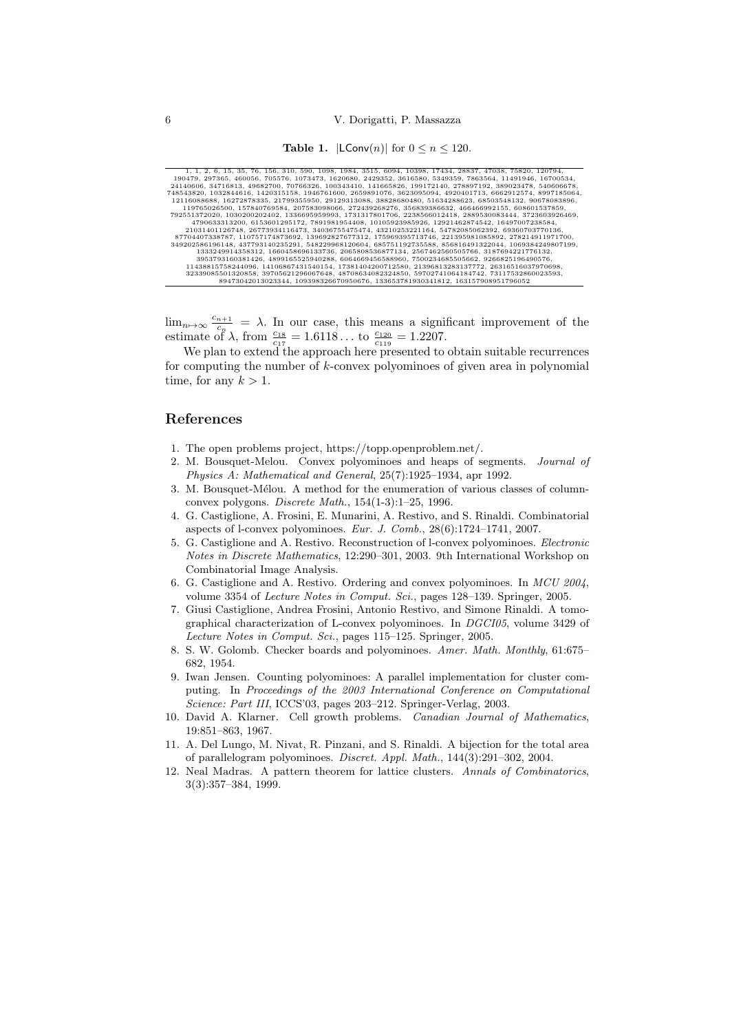**Table 1.** $|\mathsf{LConv}(n)|$ for $0 \le n \le 120$.

| |
|---|
| 1, 1, 2, 6, 15, 35, 76, 156, 310, 590, 1098, 1984, 3515, 6094, 10398, 17434, 28837, 47038, 75820, 120794, 190479, 297365, 460056, 705576, 1073473, 1620680, 2429352, 3616580, 5349359, 7863564, 11491946, 16700534, 24140606, 34716813, 49682700, 70766326, 100343410, 141665826, 199172140, 278897192, 389023478, 540606678, 748543820, 1032844616, 1420315158, 1946761600, 2659891076, 3623095094, 4920401713, 6662912574, 8997185064, 12116088688, 16272878335, 21799355950, 29129313088, 38828680480, 51634288623, 68503548132, 90678083896, 119765026500, 157840769584, 207583098066, 272439268276, 356839386632, 466466992155, 608601537859, 792551372020, 1030200202402, 1336695959993, 1731317801706, 2238566012418, 2889530083444, 3723603926469, 4790633313200, 6153601295172, 7891981954408, 10105923985926, 12921462874542, 16497007238584, 21031401126748, 26773934116473, 34036755475474, 43210253221164, 54782085062392, 69360703770136, 87704407338787, 110757174873692, 139692827677312, 175969395713746, 221395981085892, 278214911971700, 349202586196148, 437793140235291, 548229968120604, 685751192735588, 856816491322044, 1069384249807199, 1333249914358312, 1660458696133736, 2065808536877134, 2567462560505766, 3187694221776132, 3953793160381426, 4899165525940288, 6064669456588960, 7500234685505662, 9266825196490576, 11438815758244096, 14106867431540154, 17381404200712580, 21396813283137772, 26316516037970698, 32339085501320858, 39705621296067648, 48708634082324850, 59702741064184742, 73117532860023593, 89473042013023344, 109398326670950676, 133653781930341812, 163157908951796052 |

$\lim_{n\mapsto\infty} \frac{c_{n+1}}{c_n} = \lambda$. In our case, this means a significant improvement of the estimate of $\lambda$, from $\frac{c_{18}}{c_{17}} = 1.6118\ldots$ to $\frac{c_{120}}{c_{119}} = 1.2207$.

We plan to extend the approach here presented to obtain suitable recurrences for computing the number of $k$-convex polyominoes of given area in polynomial time, for any $k > 1$.

## References

1. The open problems project, https://topp.openproblem.net/.
2. M. Bousquet-Melou. Convex polyominoes and heaps of segments. *Journal of Physics A: Mathematical and General*, 25(7):1925–1934, apr 1992.
3. M. Bousquet-Mélou. A method for the enumeration of various classes of column-convex polygons. *Discrete Math.*, 154(1-3):1–25, 1996.
4. G. Castiglione, A. Frosini, E. Munarini, A. Restivo, and S. Rinaldi. Combinatorial aspects of l-convex polyominoes. *Eur. J. Comb.*, 28(6):1724–1741, 2007.
5. G. Castiglione and A. Restivo. Reconstruction of l-convex polyominoes. *Electronic Notes in Discrete Mathematics*, 12:290–301, 2003. 9th International Workshop on Combinatorial Image Analysis.
6. G. Castiglione and A. Restivo. Ordering and convex polyominoes. In *MCU 2004*, volume 3354 of *Lecture Notes in Comput. Sci.*, pages 128–139. Springer, 2005.
7. Giusi Castiglione, Andrea Frosini, Antonio Restivo, and Simone Rinaldi. A tomographical characterization of L-convex polyominoes. In *DGCI05*, volume 3429 of *Lecture Notes in Comput. Sci.*, pages 115–125. Springer, 2005.
8. S. W. Golomb. Checker boards and polyominoes. *Amer. Math. Monthly*, 61:675–682, 1954.
9. Iwan Jensen. Counting polyominoes: A parallel implementation for cluster computing. In *Proceedings of the 2003 International Conference on Computational Science: Part III*, ICCS'03, pages 203–212. Springer-Verlag, 2003.
10. David A. Klarner. Cell growth problems. *Canadian Journal of Mathematics*, 19:851–863, 1967.
11. A. Del Lungo, M. Nivat, R. Pinzani, and S. Rinaldi. A bijection for the total area of parallelogram polyominoes. *Discret. Appl. Math.*, 144(3):291–302, 2004.
12. Neal Madras. A pattern theorem for lattice clusters. *Annals of Combinatorics*, 3(3):357–384, 1999.